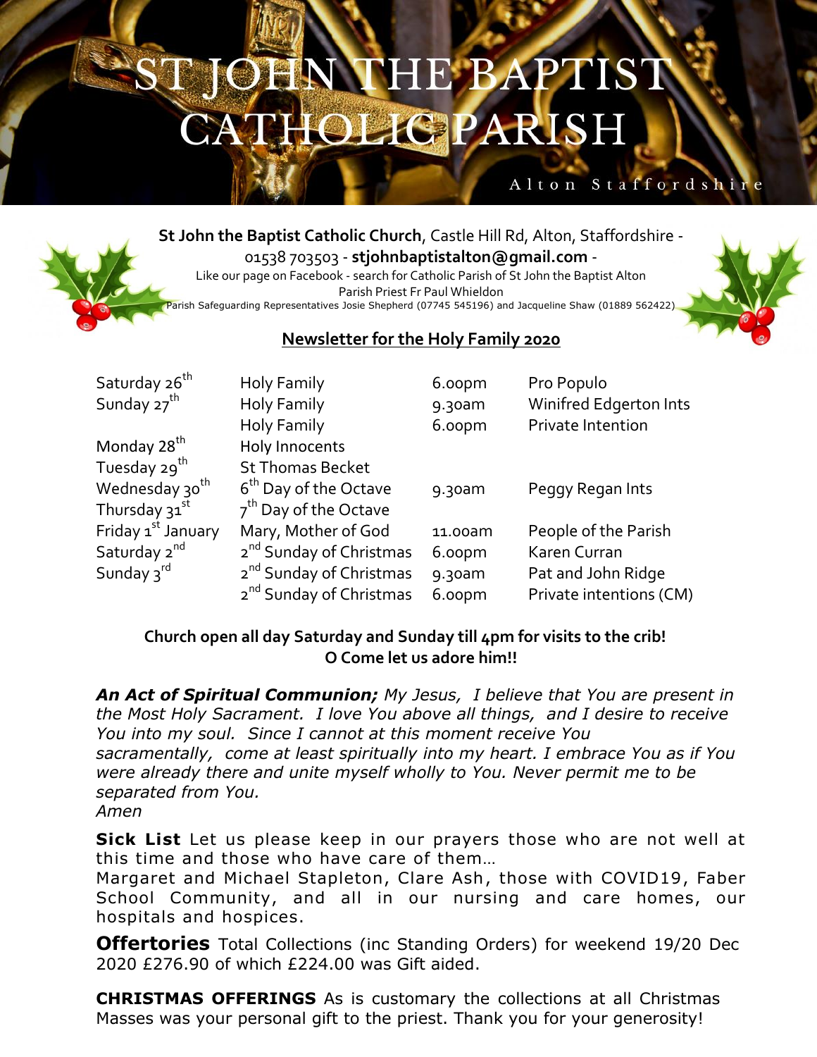# ST JOHN THE BAPTIST CATHOLIC PARISH

Alton Staffordshire

**St John the Baptist Catholic Church**, Castle Hill Rd, Alton, Staffordshire - 01538 703503 - **stjohnbaptistalton@gmail.com** -
Like our page on Facebook - search for Catholic Parish of St John the Baptist Alton
Parish Priest Fr Paul Whieldon
Parish Safeguarding Representatives Josie Shepherd (07745 545196) and Jacqueline Shaw (01889 562422)

## Newsletter for the Holy Family 2020

| | | | |
|---|---|---|---|
| Saturday 26th | Holy Family | 6.00pm | Pro Populo |
| Sunday 27th | Holy Family | 9.30am | Winifred Edgerton Ints |
| | Holy Family | 6.00pm | Private Intention |
| Monday 28th | Holy Innocents | | |
| Tuesday 29th | St Thomas Becket | | |
| Wednesday 30th | 6th Day of the Octave | 9.30am | Peggy Regan Ints |
| Thursday 31st | 7th Day of the Octave | | |
| Friday 1st January | Mary, Mother of God | 11.00am | People of the Parish |
| Saturday 2nd | 2nd Sunday of Christmas | 6.00pm | Karen Curran |
| Sunday 3rd | 2nd Sunday of Christmas | 9.30am | Pat and John Ridge |
| | 2nd Sunday of Christmas | 6.00pm | Private intentions (CM) |

**Church open all day Saturday and Sunday till 4pm for visits to the crib!**
**O Come let us adore him!!**

***An Act of Spiritual Communion;*** *My Jesus, I believe that You are present in the Most Holy Sacrament. I love You above all things, and I desire to receive You into my soul. Since I cannot at this moment receive You sacramentally, come at least spiritually into my heart. I embrace You as if You were already there and unite myself wholly to You. Never permit me to be separated from You.*
*Amen*

**Sick List** Let us please keep in our prayers those who are not well at this time and those who have care of them…
Margaret and Michael Stapleton, Clare Ash, those with COVID19, Faber School Community, and all in our nursing and care homes, our hospitals and hospices.

**Offertories** Total Collections (inc Standing Orders) for weekend 19/20 Dec 2020 £276.90 of which £224.00 was Gift aided.

**CHRISTMAS OFFERINGS** As is customary the collections at all Christmas Masses was your personal gift to the priest. Thank you for your generosity!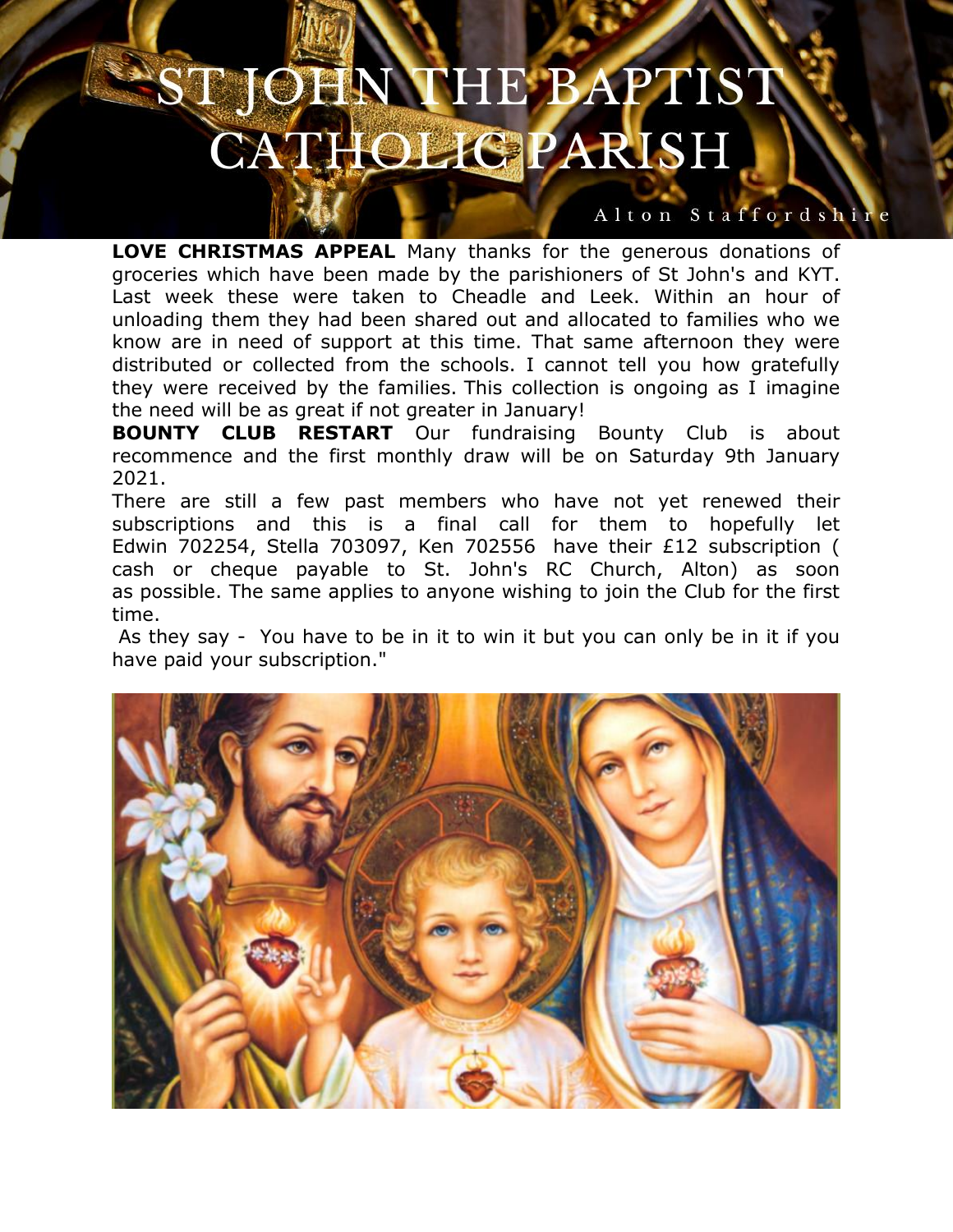# ST JOHN THE BAPTIST CATHOLIC PARISH

Alton Staffordshire

**LOVE CHRISTMAS APPEAL** Many thanks for the generous donations of groceries which have been made by the parishioners of St John's and KYT. Last week these were taken to Cheadle and Leek. Within an hour of unloading them they had been shared out and allocated to families who we know are in need of support at this time. That same afternoon they were distributed or collected from the schools. I cannot tell you how gratefully they were received by the families. This collection is ongoing as I imagine the need will be as great if not greater in January!

**BOUNTY CLUB RESTART** Our fundraising Bounty Club is about recommence and the first monthly draw will be on Saturday 9th January 2021.

There are still a few past members who have not yet renewed their subscriptions and this is a final call for them to hopefully let Edwin 702254, Stella 703097, Ken 702556 have their £12 subscription ( cash or cheque payable to St. John's RC Church, Alton) as soon as possible. The same applies to anyone wishing to join the Club for the first time.

As they say - You have to be in it to win it but you can only be in it if you have paid your subscription."